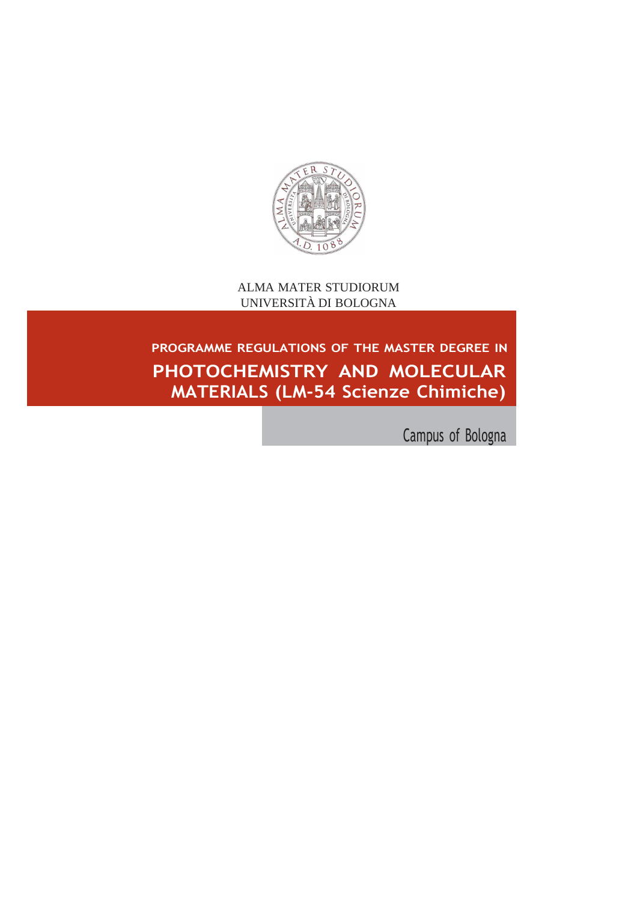ALMA MATER STUDIORUM
UNIVERSITÀ DI BOLOGNA

PROGRAMME REGULATIONS OF THE MASTER DEGREE IN

# PHOTOCHEMISTRY AND MOLECULAR MATERIALS (LM-54 Scienze Chimiche)

Campus of Bologna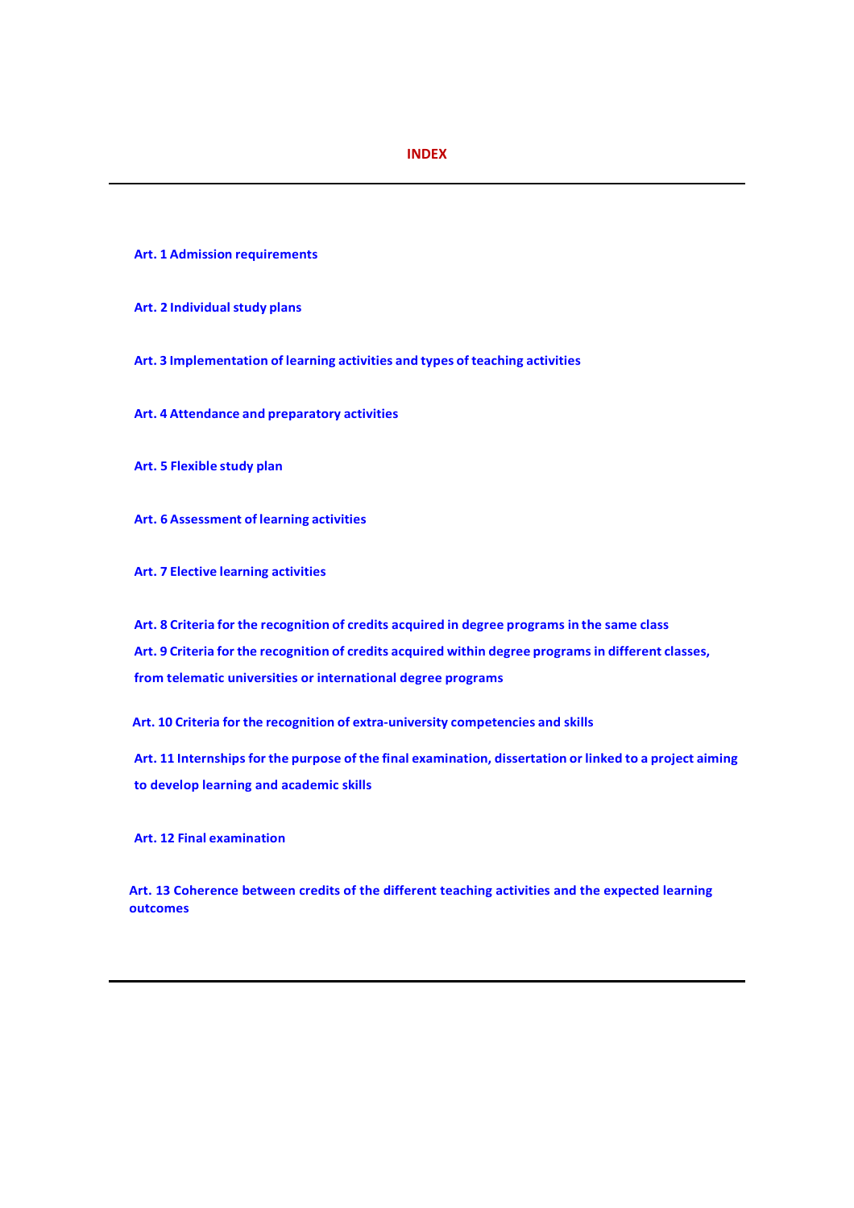# INDEX

---

**Art. 1 Admission requirements**

**Art. 2 Individual study plans**

**Art. 3 Implementation of learning activities and types of teaching activities**

**Art. 4 Attendance and preparatory activities**

**Art. 5 Flexible study plan**

**Art. 6 Assessment of learning activities**

**Art. 7 Elective learning activities**

**Art. 8 Criteria for the recognition of credits acquired in degree programs in the same class**

**Art. 9 Criteria for the recognition of credits acquired within degree programs in different classes, from telematic universities or international degree programs**

**Art. 10 Criteria for the recognition of extra-university competencies and skills**

**Art. 11 Internships for the purpose of the final examination, dissertation or linked to a project aiming to develop learning and academic skills**

**Art. 12 Final examination**

**Art. 13 Coherence between credits of the different teaching activities and the expected learning outcomes**

---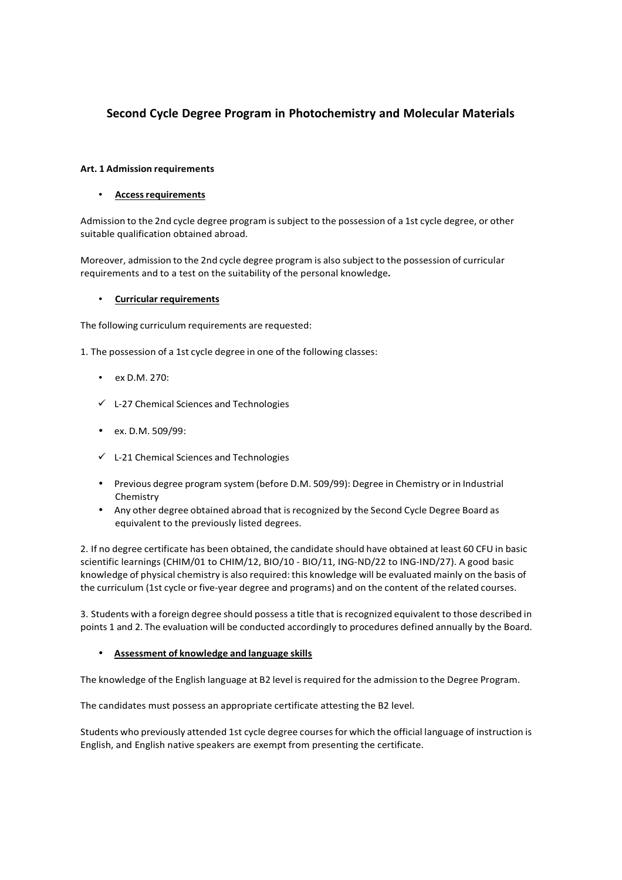# Second Cycle Degree Program in Photochemistry and Molecular Materials

**Art. 1 Admission requirements**

- **Access requirements**

Admission to the 2nd cycle degree program is subject to the possession of a 1st cycle degree, or other suitable qualification obtained abroad.

Moreover, admission to the 2nd cycle degree program is also subject to the possession of curricular requirements and to a test on the suitability of the personal knowledge**.**

- **Curricular requirements**

The following curriculum requirements are requested:

1. The possession of a 1st cycle degree in one of the following classes:

- ex D.M. 270:
  - ✓ L-27 Chemical Sciences and Technologies
- ex. D.M. 509/99:
  - ✓ L-21 Chemical Sciences and Technologies
- Previous degree program system (before D.M. 509/99): Degree in Chemistry or in Industrial Chemistry
- Any other degree obtained abroad that is recognized by the Second Cycle Degree Board as equivalent to the previously listed degrees.

2. If no degree certificate has been obtained, the candidate should have obtained at least 60 CFU in basic scientific learnings (CHIM/01 to CHIM/12, BIO/10 - BIO/11, ING-ND/22 to ING-IND/27). A good basic knowledge of physical chemistry is also required: this knowledge will be evaluated mainly on the basis of the curriculum (1st cycle or five-year degree and programs) and on the content of the related courses.

3. Students with a foreign degree should possess a title that is recognized equivalent to those described in points 1 and 2. The evaluation will be conducted accordingly to procedures defined annually by the Board.

- **Assessment of knowledge and language skills**

The knowledge of the English language at B2 level is required for the admission to the Degree Program.

The candidates must possess an appropriate certificate attesting the B2 level.

Students who previously attended 1st cycle degree courses for which the official language of instruction is English, and English native speakers are exempt from presenting the certificate.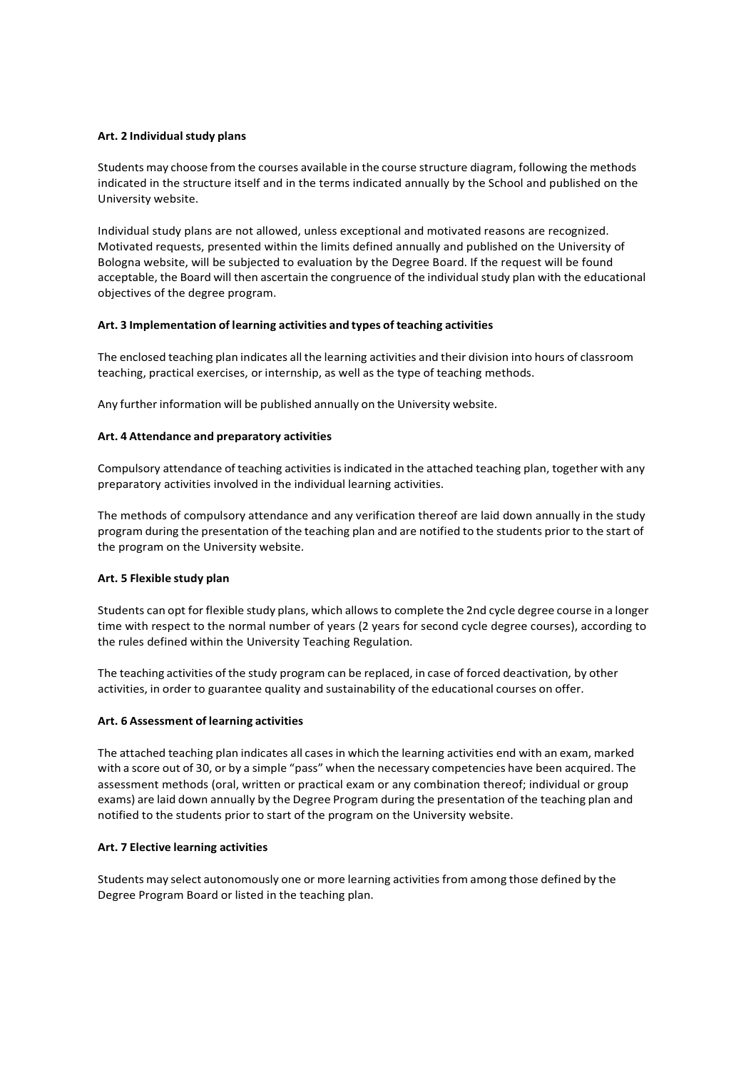**Art. 2 Individual study plans**

Students may choose from the courses available in the course structure diagram, following the methods indicated in the structure itself and in the terms indicated annually by the School and published on the University website.

Individual study plans are not allowed, unless exceptional and motivated reasons are recognized. Motivated requests, presented within the limits defined annually and published on the University of Bologna website, will be subjected to evaluation by the Degree Board. If the request will be found acceptable, the Board will then ascertain the congruence of the individual study plan with the educational objectives of the degree program.

**Art. 3 Implementation of learning activities and types of teaching activities**

The enclosed teaching plan indicates all the learning activities and their division into hours of classroom teaching, practical exercises, or internship, as well as the type of teaching methods.

Any further information will be published annually on the University website.

**Art. 4 Attendance and preparatory activities**

Compulsory attendance of teaching activities is indicated in the attached teaching plan, together with any preparatory activities involved in the individual learning activities.

The methods of compulsory attendance and any verification thereof are laid down annually in the study program during the presentation of the teaching plan and are notified to the students prior to the start of the program on the University website.

**Art. 5 Flexible study plan**

Students can opt for flexible study plans, which allows to complete the 2nd cycle degree course in a longer time with respect to the normal number of years (2 years for second cycle degree courses), according to the rules defined within the University Teaching Regulation.

The teaching activities of the study program can be replaced, in case of forced deactivation, by other activities, in order to guarantee quality and sustainability of the educational courses on offer.

**Art. 6 Assessment of learning activities**

The attached teaching plan indicates all cases in which the learning activities end with an exam, marked with a score out of 30, or by a simple "pass" when the necessary competencies have been acquired. The assessment methods (oral, written or practical exam or any combination thereof; individual or group exams) are laid down annually by the Degree Program during the presentation of the teaching plan and notified to the students prior to start of the program on the University website.

**Art. 7 Elective learning activities**

Students may select autonomously one or more learning activities from among those defined by the Degree Program Board or listed in the teaching plan.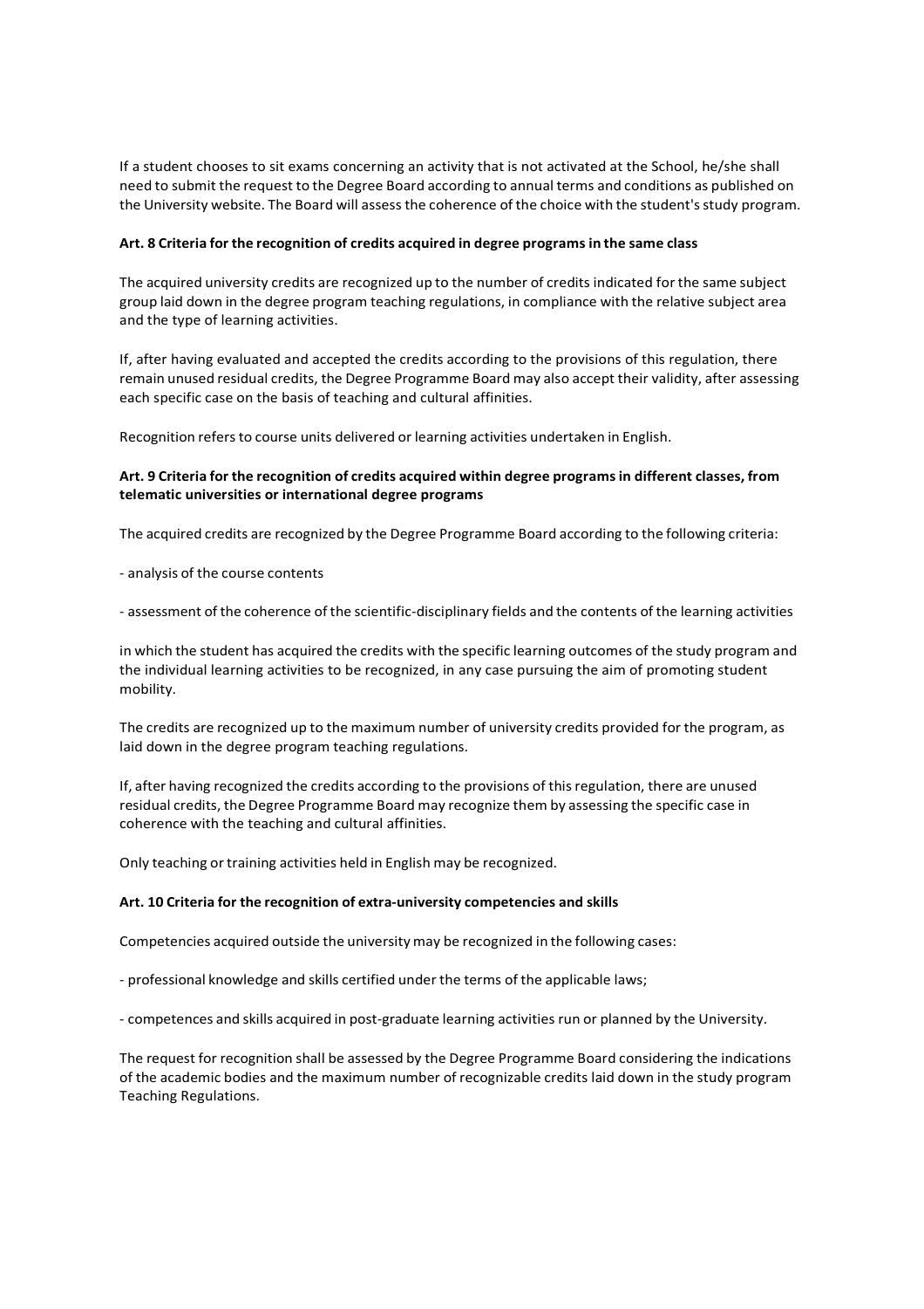If a student chooses to sit exams concerning an activity that is not activated at the School, he/she shall need to submit the request to the Degree Board according to annual terms and conditions as published on the University website. The Board will assess the coherence of the choice with the student's study program.

**Art. 8 Criteria for the recognition of credits acquired in degree programs in the same class**

The acquired university credits are recognized up to the number of credits indicated for the same subject group laid down in the degree program teaching regulations, in compliance with the relative subject area and the type of learning activities.

If, after having evaluated and accepted the credits according to the provisions of this regulation, there remain unused residual credits, the Degree Programme Board may also accept their validity, after assessing each specific case on the basis of teaching and cultural affinities.

Recognition refers to course units delivered or learning activities undertaken in English.

**Art. 9 Criteria for the recognition of credits acquired within degree programs in different classes, from telematic universities or international degree programs**

The acquired credits are recognized by the Degree Programme Board according to the following criteria:

- analysis of the course contents

- assessment of the coherence of the scientific-disciplinary fields and the contents of the learning activities

in which the student has acquired the credits with the specific learning outcomes of the study program and the individual learning activities to be recognized, in any case pursuing the aim of promoting student mobility.

The credits are recognized up to the maximum number of university credits provided for the program, as laid down in the degree program teaching regulations.

If, after having recognized the credits according to the provisions of this regulation, there are unused residual credits, the Degree Programme Board may recognize them by assessing the specific case in coherence with the teaching and cultural affinities.

Only teaching or training activities held in English may be recognized.

**Art. 10 Criteria for the recognition of extra-university competencies and skills**

Competencies acquired outside the university may be recognized in the following cases:

- professional knowledge and skills certified under the terms of the applicable laws;

- competences and skills acquired in post-graduate learning activities run or planned by the University.

The request for recognition shall be assessed by the Degree Programme Board considering the indications of the academic bodies and the maximum number of recognizable credits laid down in the study program Teaching Regulations.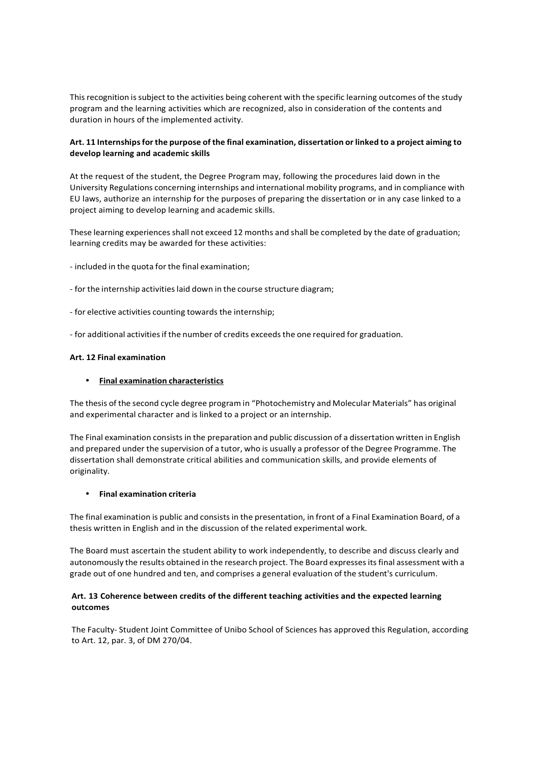This recognition is subject to the activities being coherent with the specific learning outcomes of the study program and the learning activities which are recognized, also in consideration of the contents and duration in hours of the implemented activity.

### Art. 11 Internships for the purpose of the final examination, dissertation or linked to a project aiming to develop learning and academic skills

At the request of the student, the Degree Program may, following the procedures laid down in the University Regulations concerning internships and international mobility programs, and in compliance with EU laws, authorize an internship for the purposes of preparing the dissertation or in any case linked to a project aiming to develop learning and academic skills.

These learning experiences shall not exceed 12 months and shall be completed by the date of graduation; learning credits may be awarded for these activities:

- included in the quota for the final examination;

- for the internship activities laid down in the course structure diagram;

- for elective activities counting towards the internship;

- for additional activities if the number of credits exceeds the one required for graduation.

### Art. 12 Final examination

- **Final examination characteristics**

The thesis of the second cycle degree program in "Photochemistry and Molecular Materials" has original and experimental character and is linked to a project or an internship.

The Final examination consists in the preparation and public discussion of a dissertation written in English and prepared under the supervision of a tutor, who is usually a professor of the Degree Programme. The dissertation shall demonstrate critical abilities and communication skills, and provide elements of originality.

- **Final examination criteria**

The final examination is public and consists in the presentation, in front of a Final Examination Board, of a thesis written in English and in the discussion of the related experimental work.

The Board must ascertain the student ability to work independently, to describe and discuss clearly and autonomously the results obtained in the research project. The Board expresses its final assessment with a grade out of one hundred and ten, and comprises a general evaluation of the student's curriculum.

### Art. 13 Coherence between credits of the different teaching activities and the expected learning outcomes

The Faculty- Student Joint Committee of Unibo School of Sciences has approved this Regulation, according to Art. 12, par. 3, of DM 270/04.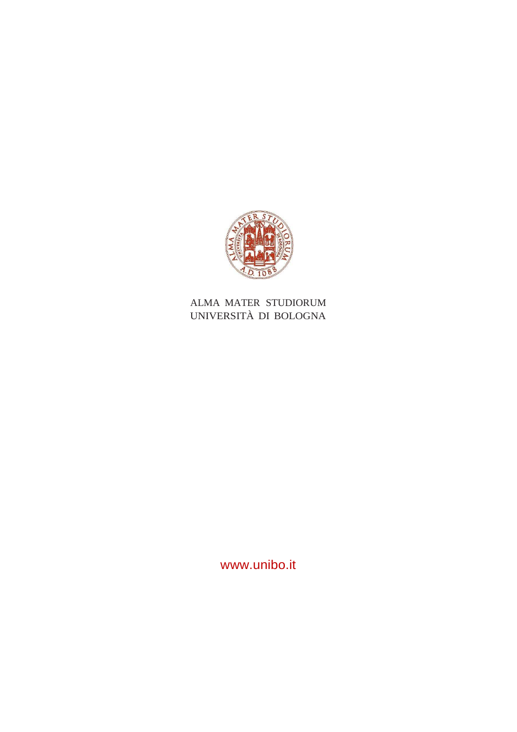ALMA MATER STUDIORUM
UNIVERSITÀ DI BOLOGNA

www.unibo.it